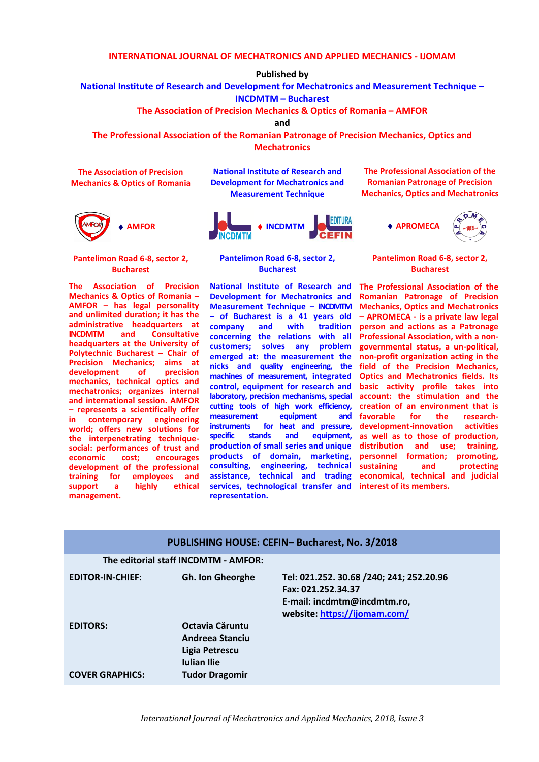# INTERNATIONAL JOURNAL OF MECHATRONICS AND APPLIED MECHANICS - IJOMAM

**Published by**

**National Institute of Research and Development for Mechatronics and Measurement Technique – INCDMTM – Bucharest**

**The Association of Precision Mechanics & Optics of Romania – AMFOR**

**and**

**The Professional Association of the Romanian Patronage of Precision Mechanics, Optics and Mechatronics**

### The Association of Precision Mechanics & Optics of Romania

♦ **AMFOR**

**Pantelimon Road 6-8, sector 2, Bucharest**

**The Association of Precision Mechanics & Optics of Romania – AMFOR – has legal personality and unlimited duration; it has the administrative headquarters at INCDMTM and Consultative headquarters at the University of Polytechnic Bucharest – Chair of Precision Mechanics; aims at development of precision mechanics, technical optics and mechatronics; organizes internal and international session. AMFOR – represents a scientifically offer in contemporary engineering world; offers new solutions for the interpenetrating technique-social: performances of trust and economic cost; encourages development of the professional training for employees and support a highly ethical management.**

### National Institute of Research and Development for Mechatronics and Measurement Technique

♦ **INCDMTM**

**Pantelimon Road 6-8, sector 2, Bucharest**

**National Institute of Research and Development for Mechatronics and Measurement Technique – INCDMTM – of Bucharest is a 41 years old company and with tradition concerning the relations with all customers; solves any problem emerged at: the measurement the nicks and quality engineering, the machines of measurement, integrated control, equipment for research and laboratory, precision mechanisms, special cutting tools of high work efficiency, measurement equipment and instruments for heat and pressure, specific stands and equipment, production of small series and unique products of domain, marketing, consulting, engineering, technical assistance, technical and trading services, technological transfer and representation.**

### The Professional Association of the Romanian Patronage of Precision Mechanics, Optics and Mechatronics

♦ **APROMECA**

**Pantelimon Road 6-8, sector 2, Bucharest**

**The Professional Association of the Romanian Patronage of Precision Mechanics, Optics and Mechatronics – APROMECA - is a private law legal person and actions as a Patronage Professional Association, with a non-governmental status, a un-political, non-profit organization acting in the field of the Precision Mechanics, Optics and Mechatronics fields. Its basic activity profile takes into account: the stimulation and the creation of an environment that is favorable for the research-development-innovation activities as well as to those of production, distribution and use; training, personnel formation; promoting, sustaining and protecting economical, technical and judicial interest of its members.**

## PUBLISHING HOUSE: CEFIN– Bucharest, No. 3/2018

**The editorial staff INCDMTM - AMFOR:**

| | | |
|---|---|---|
| **EDITOR-IN-CHIEF:** | **Gh. Ion Gheorghe** | **Tel: 021.252. 30.68 /240; 241; 252.20.96**<br>**Fax: 021.252.34.37**<br>**E-mail: incdmtm@incdmtm.ro,**<br>**website: https://ijomam.com/** |
| **EDITORS:** | **Octavia Căruntu**<br>**Andreea Stanciu**<br>**Ligia Petrescu**<br>**Iulian Ilie** | |
| **COVER GRAPHICS:** | **Tudor Dragomir** | |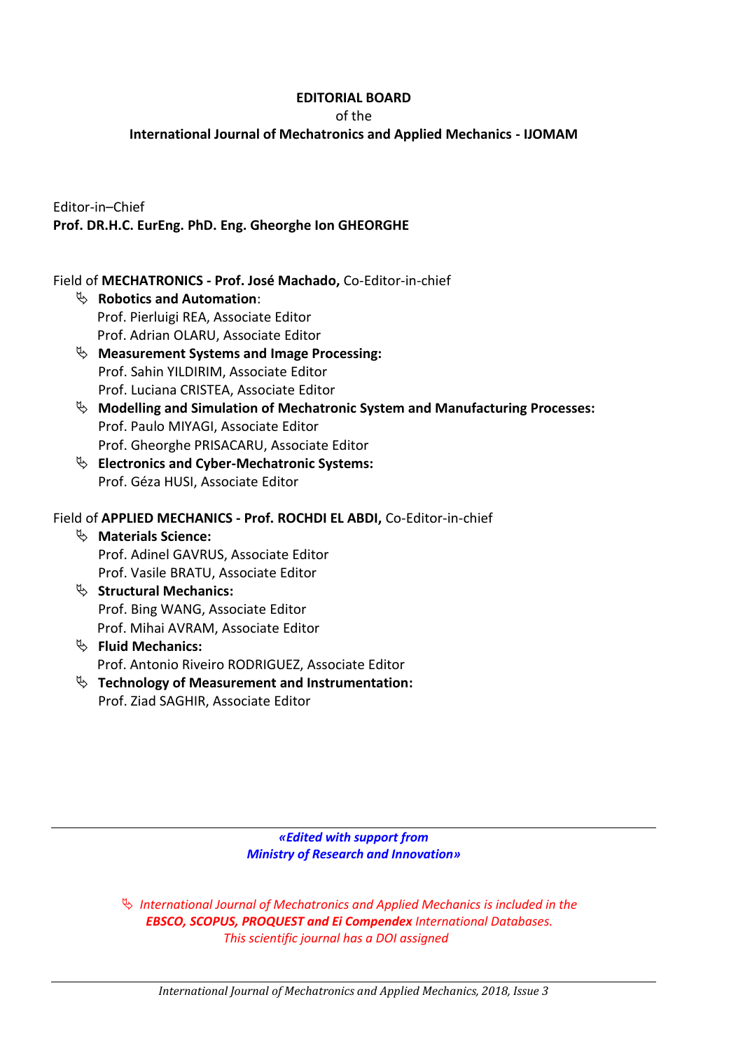**EDITORIAL BOARD**

of the

**International Journal of Mechatronics and Applied Mechanics - IJOMAM**

Editor-in–Chief

**Prof. DR.H.C. EurEng. PhD. Eng. Gheorghe Ion GHEORGHE**

Field of **MECHATRONICS - Prof. José Machado,** Co-Editor-in-chief

- **Robotics and Automation**:
  Prof. Pierluigi REA, Associate Editor
  Prof. Adrian OLARU, Associate Editor
- **Measurement Systems and Image Processing:**
  Prof. Sahin YILDIRIM, Associate Editor
  Prof. Luciana CRISTEA, Associate Editor
- **Modelling and Simulation of Mechatronic System and Manufacturing Processes:**
  Prof. Paulo MIYAGI, Associate Editor
  Prof. Gheorghe PRISACARU, Associate Editor
- **Electronics and Cyber-Mechatronic Systems:**
  Prof. Géza HUSI, Associate Editor

Field of **APPLIED MECHANICS - Prof. ROCHDI EL ABDI,** Co-Editor-in-chief

- **Materials Science:**
  Prof. Adinel GAVRUS, Associate Editor
  Prof. Vasile BRATU, Associate Editor
- **Structural Mechanics:**
  Prof. Bing WANG, Associate Editor
  Prof. Mihai AVRAM, Associate Editor
- **Fluid Mechanics:**
  Prof. Antonio Riveiro RODRIGUEZ, Associate Editor
- **Technology of Measurement and Instrumentation:**
  Prof. Ziad SAGHIR, Associate Editor

***«Edited with support from***
***Ministry of Research and Innovation»***

*International Journal of Mechatronics and Applied Mechanics is included in the* ***EBSCO, SCOPUS, PROQUEST and Ei Compendex*** *International Databases.*
*This scientific journal has a DOI assigned*